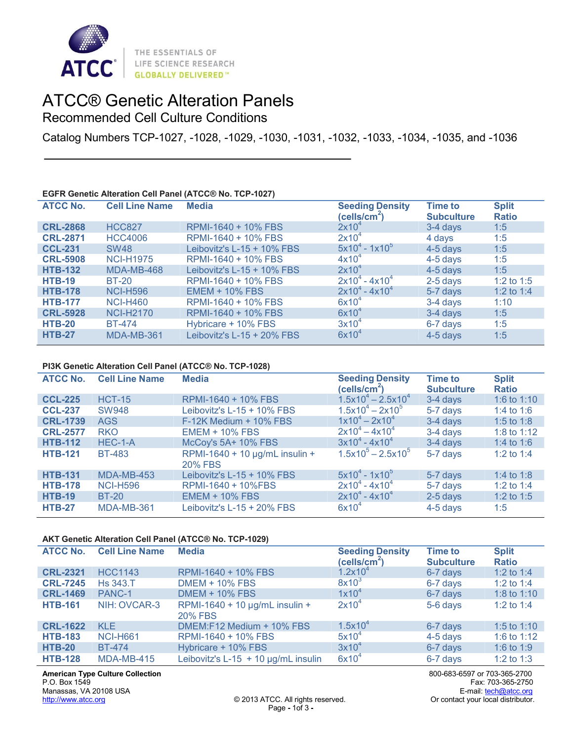# ATCC® Genetic Alteration Panels

## Recommended Cell Culture Conditions

Catalog Numbers TCP-1027, -1028, -1029, -1030, -1031, -1032, -1033, -1034, -1035, and -1036

### EGFR Genetic Alteration Cell Panel (ATCC® No. TCP-1027)

| ATCC No. | Cell Line Name | Media | Seeding Density (cells/cm$^2$) | Time to Subculture | Split Ratio |
|---|---|---|---|---|---|
| **CRL-2868** | HCC827 | RPMI-1640 + 10% FBS | $2x10^4$ | 3-4 days | 1:5 |
| **CRL-2871** | HCC4006 | RPMI-1640 + 10% FBS | $2x10^4$ | 4 days | 1:5 |
| **CCL-231** | SW48 | Leibovitz's L-15 + 10% FBS | $5x10^4$ - $1x10^5$ | 4-5 days | 1:5 |
| **CRL-5908** | NCI-H1975 | RPMI-1640 + 10% FBS | $4x10^4$ | 4-5 days | 1:5 |
| **HTB-132** | MDA-MB-468 | Leibovitz's L-15 + 10% FBS | $2x10^4$ | 4-5 days | 1:5 |
| **HTB-19** | BT-20 | RPMI-1640 + 10% FBS | $2x10^4$ - $4x10^4$ | 2-5 days | 1:2 to 1:5 |
| **HTB-178** | NCI-H596 | EMEM + 10% FBS | $2x10^4$ - $4x10^4$ | 5-7 days | 1:2 to 1:4 |
| **HTB-177** | NCI-H460 | RPMI-1640 + 10% FBS | $6x10^4$ | 3-4 days | 1:10 |
| **CRL-5928** | NCI-H2170 | RPMI-1640 + 10% FBS | $6x10^4$ | 3-4 days | 1:5 |
| **HTB-20** | BT-474 | Hybricare + 10% FBS | $3x10^4$ | 6-7 days | 1:5 |
| **HTB-27** | MDA-MB-361 | Leibovitz's L-15 + 20% FBS | $6x10^4$ | 4-5 days | 1:5 |

### PI3K Genetic Alteration Cell Panel (ATCC® No. TCP-1028)

| ATCC No. | Cell Line Name | Media | Seeding Density (cells/cm$^2$) | Time to Subculture | Split Ratio |
|---|---|---|---|---|---|
| **CCL-225** | HCT-15 | RPMI-1640 + 10% FBS | $1.5x10^4$ – $2.5x10^4$ | 3-4 days | 1:6 to 1:10 |
| **CCL-237** | SW948 | Leibovitz's L-15 + 10% FBS | $1.5x10^4$ – $2x10^5$ | 5-7 days | 1:4 to 1:6 |
| **CRL-1739** | AGS | F-12K Medium + 10% FBS | $1x10^4$ – $2x10^4$ | 3-4 days | 1:5 to 1:8 |
| **CRL-2577** | RKO | EMEM + 10% FBS | $2x10^4$ – $4x10^4$ | 3-4 days | 1:8 to 1:12 |
| **HTB-112** | HEC-1-A | McCoy's 5A+ 10% FBS | $3x10^4$ - $4x10^4$ | 3-4 days | 1:4 to 1:6 |
| **HTB-121** | BT-483 | RPMI-1640 + 10 µg/mL insulin + 20% FBS | $1.5x10^5$ – $2.5x10^5$ | 5-7 days | 1:2 to 1:4 |
| **HTB-131** | MDA-MB-453 | Leibovitz's L-15 + 10% FBS | $5x10^4$ - $1x10^5$ | 5-7 days | 1:4 to 1:8 |
| **HTB-178** | NCI-H596 | RPMI-1640 + 10%FBS | $2x10^4$ - $4x10^4$ | 5-7 days | 1:2 to 1:4 |
| **HTB-19** | BT-20 | EMEM + 10% FBS | $2x10^4$ - $4x10^4$ | 2-5 days | 1:2 to 1:5 |
| **HTB-27** | MDA-MB-361 | Leibovitz's L-15 + 20% FBS | $6x10^4$ | 4-5 days | 1:5 |

### AKT Genetic Alteration Cell Panel (ATCC® No. TCP-1029)

| ATCC No. | Cell Line Name | Media | Seeding Density (cells/cm$^2$) | Time to Subculture | Split Ratio |
|---|---|---|---|---|---|
| **CRL-2321** | HCC1143 | RPMI-1640 + 10% FBS | $1.2x10^4$ | 6-7 days | 1:2 to 1:4 |
| **CRL-7245** | Hs 343.T | DMEM + 10% FBS | $8x10^3$ | 6-7 days | 1:2 to 1:4 |
| **CRL-1469** | PANC-1 | DMEM + 10% FBS | $1x10^4$ | 6-7 days | 1:8 to 1:10 |
| **HTB-161** | NIH: OVCAR-3 | RPMI-1640 + 10 µg/mL insulin + 20% FBS | $2x10^4$ | 5-6 days | 1:2 to 1:4 |
| **CRL-1622** | KLE | DMEM:F12 Medium + 10% FBS | $1.5x10^4$ | 6-7 days | 1:5 to 1:10 |
| **HTB-183** | NCI-H661 | RPMI-1640 + 10% FBS | $5x10^4$ | 4-5 days | 1:6 to 1:12 |
| **HTB-20** | BT-474 | Hybricare + 10% FBS | $3x10^4$ | 6-7 days | 1:6 to 1:9 |
| **HTB-128** | MDA-MB-415 | Leibovitz's L-15 + 10 µg/mL insulin | $6x10^4$ | 6-7 days | 1:2 to 1:3 |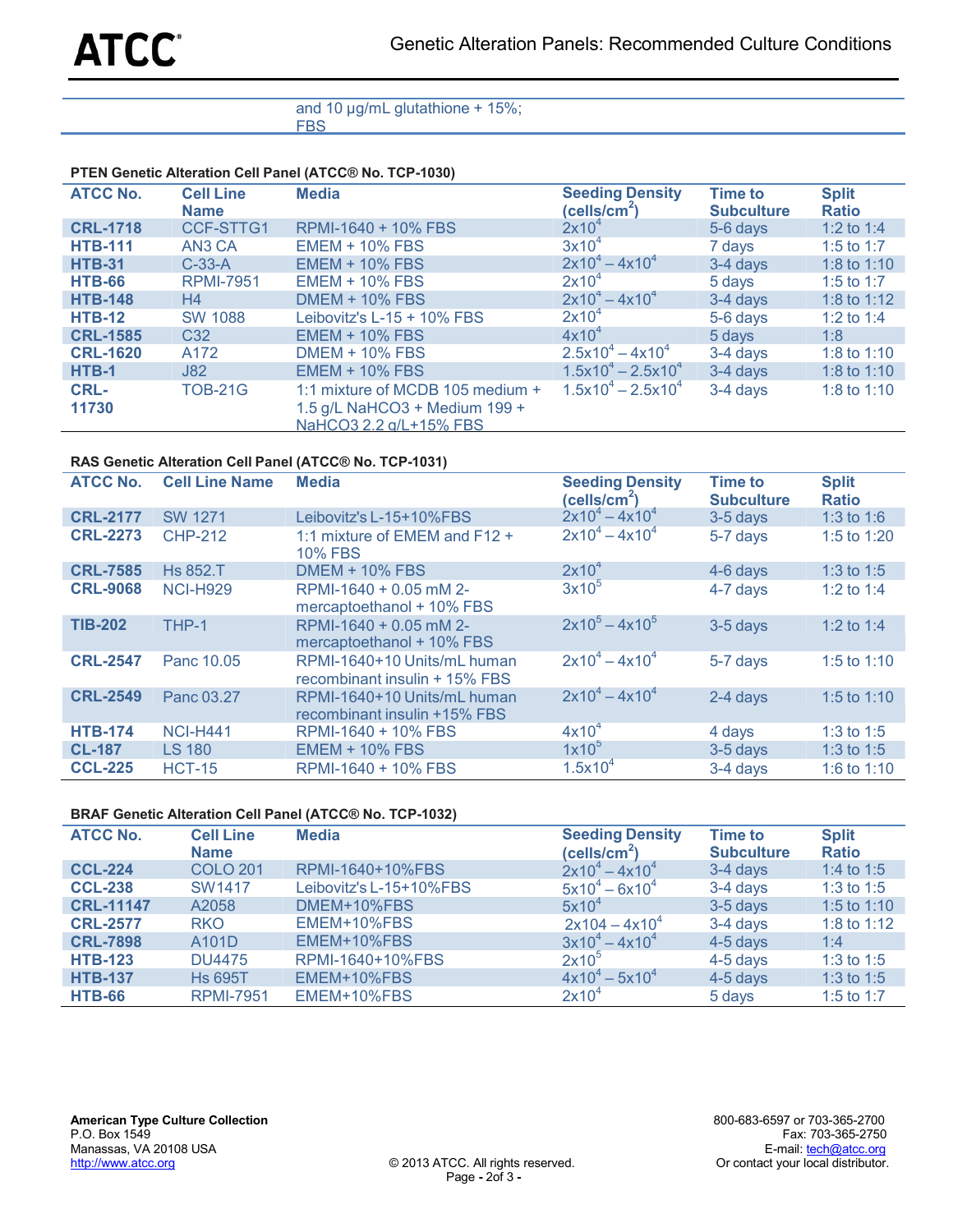| | | and 10 μg/mL glutathione + 15%; FBS | | | |
|---|---|---|---|---|---|

**PTEN Genetic Alteration Cell Panel (ATCC® No. TCP-1030)**

| ATCC No. | Cell Line Name | Media | Seeding Density (cells/cm$^2$) | Time to Subculture | Split Ratio |
|---|---|---|---|---|---|
| **CRL-1718** | CCF-STTG1 | RPMI-1640 + 10% FBS | $2x10^4$ | 5-6 days | 1:2 to 1:4 |
| **HTB-111** | AN3 CA | EMEM + 10% FBS | $3x10^4$ | 7 days | 1:5 to 1:7 |
| **HTB-31** | C-33-A | EMEM + 10% FBS | $2x10^4 – 4x10^4$ | 3-4 days | 1:8 to 1:10 |
| **HTB-66** | RPMI-7951 | EMEM + 10% FBS | $2x10^4$ | 5 days | 1:5 to 1:7 |
| **HTB-148** | H4 | DMEM + 10% FBS | $2x10^4 – 4x10^4$ | 3-4 days | 1:8 to 1:12 |
| **HTB-12** | SW 1088 | Leibovitz's L-15 + 10% FBS | $2x10^4$ | 5-6 days | 1:2 to 1:4 |
| **CRL-1585** | C32 | EMEM + 10% FBS | $4x10^4$ | 5 days | 1:8 |
| **CRL-1620** | A172 | DMEM + 10% FBS | $2.5x10^4 – 4x10^4$ | 3-4 days | 1:8 to 1:10 |
| **HTB-1** | J82 | EMEM + 10% FBS | $1.5x10^4 – 2.5x10^4$ | 3-4 days | 1:8 to 1:10 |
| **CRL-11730** | TOB-21G | 1:1 mixture of MCDB 105 medium + 1.5 g/L NaHCO3 + Medium 199 + NaHCO3 2.2 g/L+15% FBS | $1.5x10^4 – 2.5x10^4$ | 3-4 days | 1:8 to 1:10 |

**RAS Genetic Alteration Cell Panel (ATCC® No. TCP-1031)**

| ATCC No. | Cell Line Name | Media | Seeding Density (cells/cm$^2$) | Time to Subculture | Split Ratio |
|---|---|---|---|---|---|
| **CRL-2177** | SW 1271 | Leibovitz's L-15+10%FBS | $2x10^4 – 4x10^4$ | 3-5 days | 1:3 to 1:6 |
| **CRL-2273** | CHP-212 | 1:1 mixture of EMEM and F12 + 10% FBS | $2x10^4 – 4x10^4$ | 5-7 days | 1:5 to 1:20 |
| **CRL-7585** | Hs 852.T | DMEM + 10% FBS | $2x10^4$ | 4-6 days | 1:3 to 1:5 |
| **CRL-9068** | NCI-H929 | RPMI-1640 + 0.05 mM 2-mercaptoethanol + 10% FBS | $3x10^5$ | 4-7 days | 1:2 to 1:4 |
| **TIB-202** | THP-1 | RPMI-1640 + 0.05 mM 2-mercaptoethanol + 10% FBS | $2x10^5 – 4x10^5$ | 3-5 days | 1:2 to 1:4 |
| **CRL-2547** | Panc 10.05 | RPMI-1640+10 Units/mL human recombinant insulin + 15% FBS | $2x10^4 – 4x10^4$ | 5-7 days | 1:5 to 1:10 |
| **CRL-2549** | Panc 03.27 | RPMI-1640+10 Units/mL human recombinant insulin +15% FBS | $2x10^4 – 4x10^4$ | 2-4 days | 1:5 to 1:10 |
| **HTB-174** | NCI-H441 | RPMI-1640 + 10% FBS | $4x10^4$ | 4 days | 1:3 to 1:5 |
| **CL-187** | LS 180 | EMEM + 10% FBS | $1x10^5$ | 3-5 days | 1:3 to 1:5 |
| **CCL-225** | HCT-15 | RPMI-1640 + 10% FBS | $1.5x10^4$ | 3-4 days | 1:6 to 1:10 |

**BRAF Genetic Alteration Cell Panel (ATCC® No. TCP-1032)**

| ATCC No. | Cell Line Name | Media | Seeding Density (cells/cm$^2$) | Time to Subculture | Split Ratio |
|---|---|---|---|---|---|
| **CCL-224** | COLO 201 | RPMI-1640+10%FBS | $2x10^4 – 4x10^4$ | 3-4 days | 1:4 to 1:5 |
| **CCL-238** | SW1417 | Leibovitz's L-15+10%FBS | $5x10^4 – 6x10^4$ | 3-4 days | 1:3 to 1:5 |
| **CRL-11147** | A2058 | DMEM+10%FBS | $5x10^4$ | 3-5 days | 1:5 to 1:10 |
| **CRL-2577** | RKO | EMEM+10%FBS | $2x104 – 4x10^4$ | 3-4 days | 1:8 to 1:12 |
| **CRL-7898** | A101D | EMEM+10%FBS | $3x10^4 – 4x10^4$ | 4-5 days | 1:4 |
| **HTB-123** | DU4475 | RPMI-1640+10%FBS | $2x10^5$ | 4-5 days | 1:3 to 1:5 |
| **HTB-137** | Hs 695T | EMEM+10%FBS | $4x10^4 – 5x10^4$ | 4-5 days | 1:3 to 1:5 |
| **HTB-66** | RPMI-7951 | EMEM+10%FBS | $2x10^4$ | 5 days | 1:5 to 1:7 |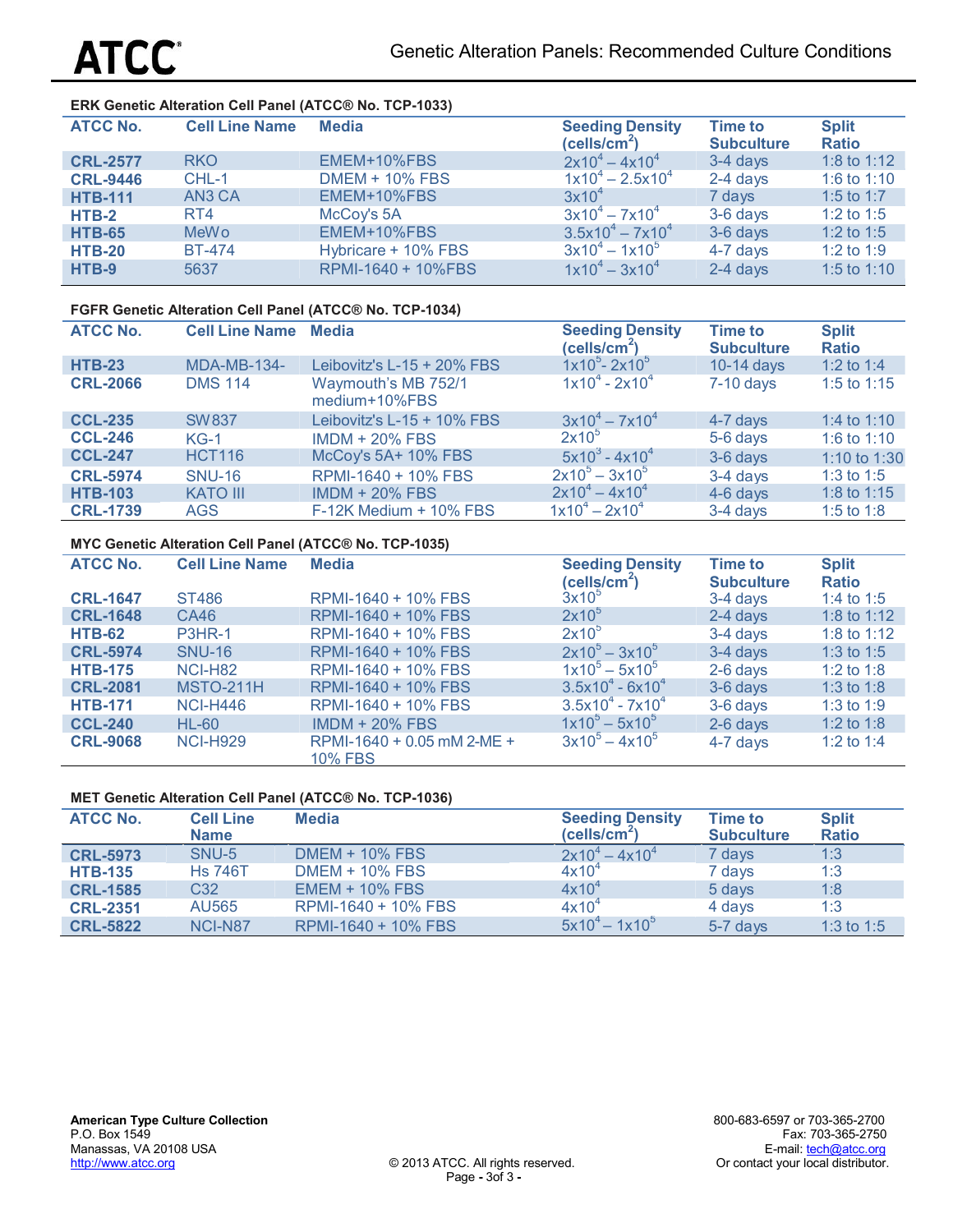# Genetic Alteration Panels: Recommended Culture Conditions

### ERK Genetic Alteration Cell Panel (ATCC® No. TCP-1033)

| ATCC No. | Cell Line Name | Media | Seeding Density (cells/cm$^2$) | Time to Subculture | Split Ratio |
|---|---|---|---|---|---|
| **CRL-2577** | RKO | EMEM+10%FBS | $2x10^4 – 4x10^4$ | 3-4 days | 1:8 to 1:12 |
| **CRL-9446** | CHL-1 | DMEM + 10% FBS | $1x10^4 – 2.5x10^4$ | 2-4 days | 1:6 to 1:10 |
| **HTB-111** | AN3 CA | EMEM+10%FBS | $3x10^4$ | 7 days | 1:5 to 1:7 |
| **HTB-2** | RT4 | McCoy's 5A | $3x10^4 – 7x10^4$ | 3-6 days | 1:2 to 1:5 |
| **HTB-65** | MeWo | EMEM+10%FBS | $3.5x10^4 – 7x10^4$ | 3-6 days | 1:2 to 1:5 |
| **HTB-20** | BT-474 | Hybricare + 10% FBS | $3x10^4 – 1x10^5$ | 4-7 days | 1:2 to 1:9 |
| **HTB-9** | 5637 | RPMI-1640 + 10%FBS | $1x10^4 – 3x10^4$ | 2-4 days | 1:5 to 1:10 |

### FGFR Genetic Alteration Cell Panel (ATCC® No. TCP-1034)

| ATCC No. | Cell Line Name | Media | Seeding Density (cells/cm$^2$) | Time to Subculture | Split Ratio |
|---|---|---|---|---|---|
| **HTB-23** | MDA-MB-134- | Leibovitz's L-15 + 20% FBS | $1x10^5$- $2x10^5$ | 10-14 days | 1:2 to 1:4 |
| **CRL-2066** | DMS 114 | Waymouth's MB 752/1 medium+10%FBS | $1x10^4$ - $2x10^4$ | 7-10 days | 1:5 to 1:15 |
| **CCL-235** | SW837 | Leibovitz's L-15 + 10% FBS | $3x10^4 – 7x10^4$ | 4-7 days | 1:4 to 1:10 |
| **CCL-246** | KG-1 | IMDM + 20% FBS | $2x10^5$ | 5-6 days | 1:6 to 1:10 |
| **CCL-247** | HCT116 | McCoy's 5A+ 10% FBS | $5x10^3$ - $4x10^4$ | 3-6 days | 1:10 to 1:30 |
| **CRL-5974** | SNU-16 | RPMI-1640 + 10% FBS | $2x10^5 – 3x10^5$ | 3-4 days | 1:3 to 1:5 |
| **HTB-103** | KATO III | IMDM + 20% FBS | $2x10^4 – 4x10^4$ | 4-6 days | 1:8 to 1:15 |
| **CRL-1739** | AGS | F-12K Medium + 10% FBS | $1x10^4 – 2x10^4$ | 3-4 days | 1:5 to 1:8 |

### MYC Genetic Alteration Cell Panel (ATCC® No. TCP-1035)

| ATCC No. | Cell Line Name | Media | Seeding Density (cells/cm$^2$) | Time to Subculture | Split Ratio |
|---|---|---|---|---|---|
| **CRL-1647** | ST486 | RPMI-1640 + 10% FBS | $3x10^5$ | 3-4 days | 1:4 to 1:5 |
| **CRL-1648** | CA46 | RPMI-1640 + 10% FBS | $2x10^5$ | 2-4 days | 1:8 to 1:12 |
| **HTB-62** | P3HR-1 | RPMI-1640 + 10% FBS | $2x10^5$ | 3-4 days | 1:8 to 1:12 |
| **CRL-5974** | SNU-16 | RPMI-1640 + 10% FBS | $2x10^5 – 3x10^5$ | 3-4 days | 1:3 to 1:5 |
| **HTB-175** | NCI-H82 | RPMI-1640 + 10% FBS | $1x10^5 – 5x10^5$ | 2-6 days | 1:2 to 1:8 |
| **CRL-2081** | MSTO-211H | RPMI-1640 + 10% FBS | $3.5x10^4$ - $6x10^4$ | 3-6 days | 1:3 to 1:8 |
| **HTB-171** | NCI-H446 | RPMI-1640 + 10% FBS | $3.5x10^4$ - $7x10^4$ | 3-6 days | 1:3 to 1:9 |
| **CCL-240** | HL-60 | IMDM + 20% FBS | $1x10^5 – 5x10^5$ | 2-6 days | 1:2 to 1:8 |
| **CRL-9068** | NCI-H929 | RPMI-1640 + 0.05 mM 2-ME + 10% FBS | $3x10^5 – 4x10^5$ | 4-7 days | 1:2 to 1:4 |

### MET Genetic Alteration Cell Panel (ATCC® No. TCP-1036)

| ATCC No. | Cell Line Name | Media | Seeding Density (cells/cm$^2$) | Time to Subculture | Split Ratio |
|---|---|---|---|---|---|
| **CRL-5973** | SNU-5 | DMEM + 10% FBS | $2x10^4 – 4x10^4$ | 7 days | 1:3 |
| **HTB-135** | Hs 746T | DMEM + 10% FBS | $4x10^4$ | 7 days | 1:3 |
| **CRL-1585** | C32 | EMEM + 10% FBS | $4x10^4$ | 5 days | 1:8 |
| **CRL-2351** | AU565 | RPMI-1640 + 10% FBS | $4x10^4$ | 4 days | 1:3 |
| **CRL-5822** | NCI-N87 | RPMI-1640 + 10% FBS | $5x10^4 – 1x10^5$ | 5-7 days | 1:3 to 1:5 |

**American Type Culture Collection**
P.O. Box 1549
Manassas, VA 20108 USA
http://www.atcc.org

© 2013 ATCC. All rights reserved.

800-683-6597 or 703-365-2700
Fax: 703-365-2750
E-mail: tech@atcc.org
Or contact your local distributor.